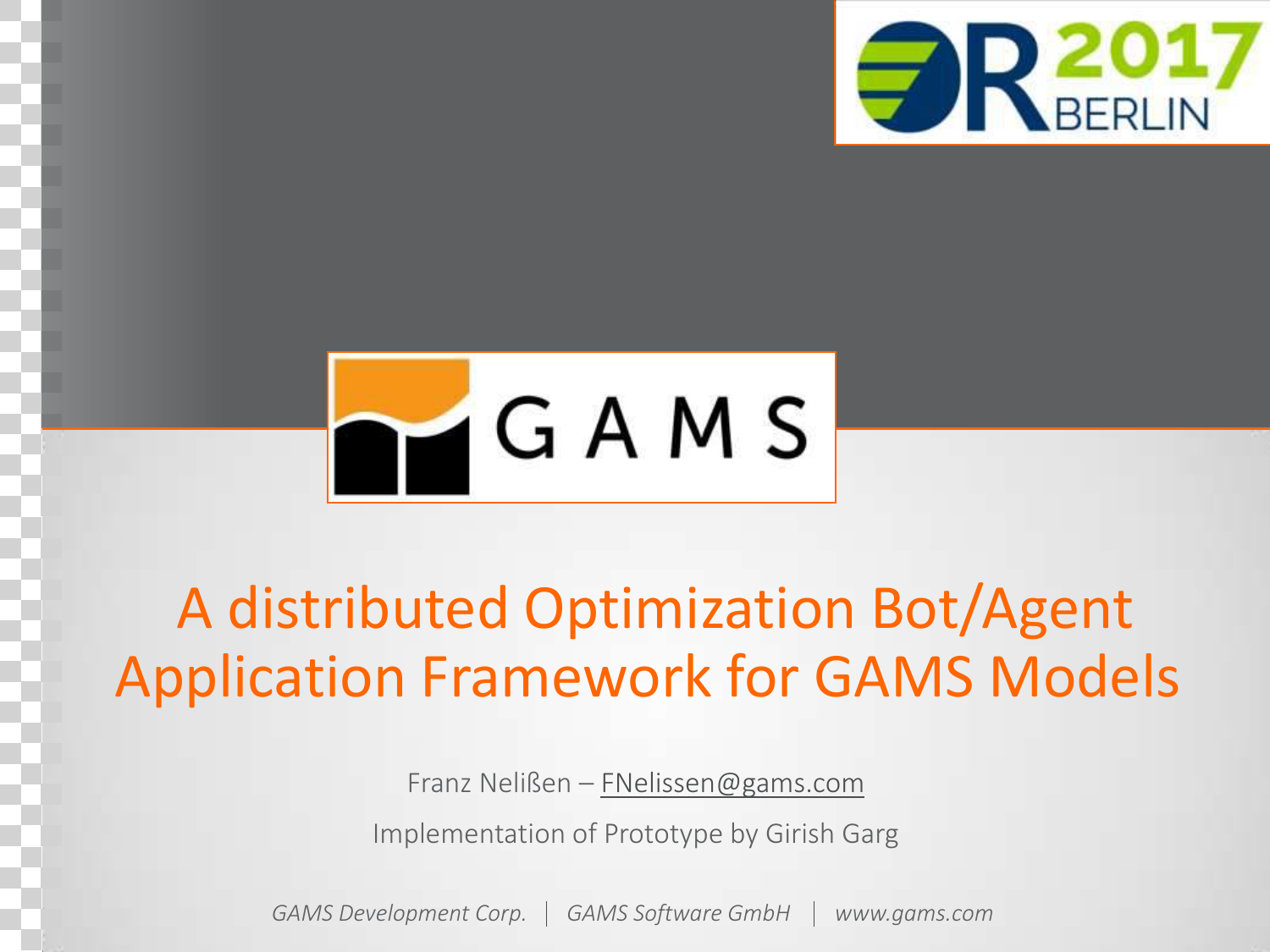# A distributed Optimization Bot/Agent Application Framework for GAMS Models

Franz Nelißen – FNelissen@gams.com

Implementation of Prototype by Girish Garg

*GAMS Development Corp.* | *GAMS Software GmbH* | *www.gams.com*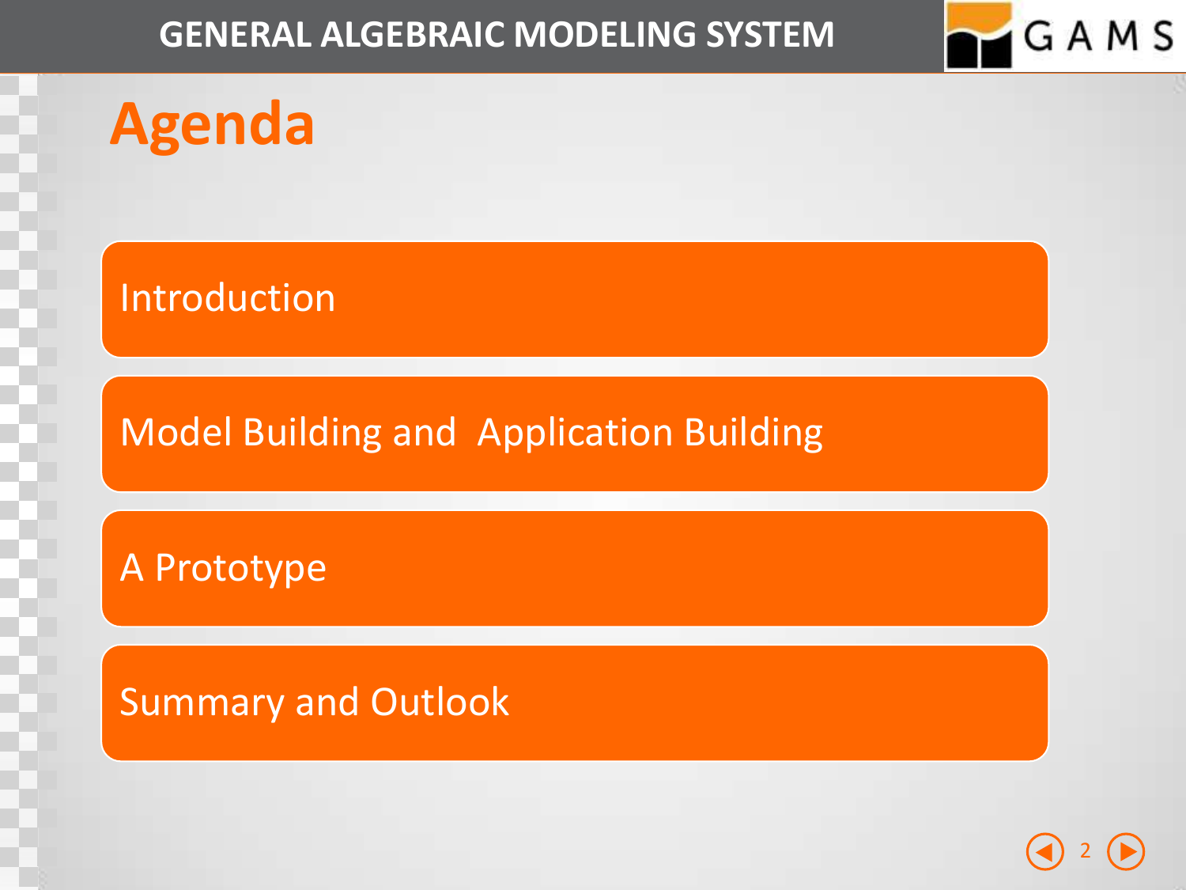# Agenda

- Introduction
- Model Building and Application Building
- A Prototype
- Summary and Outlook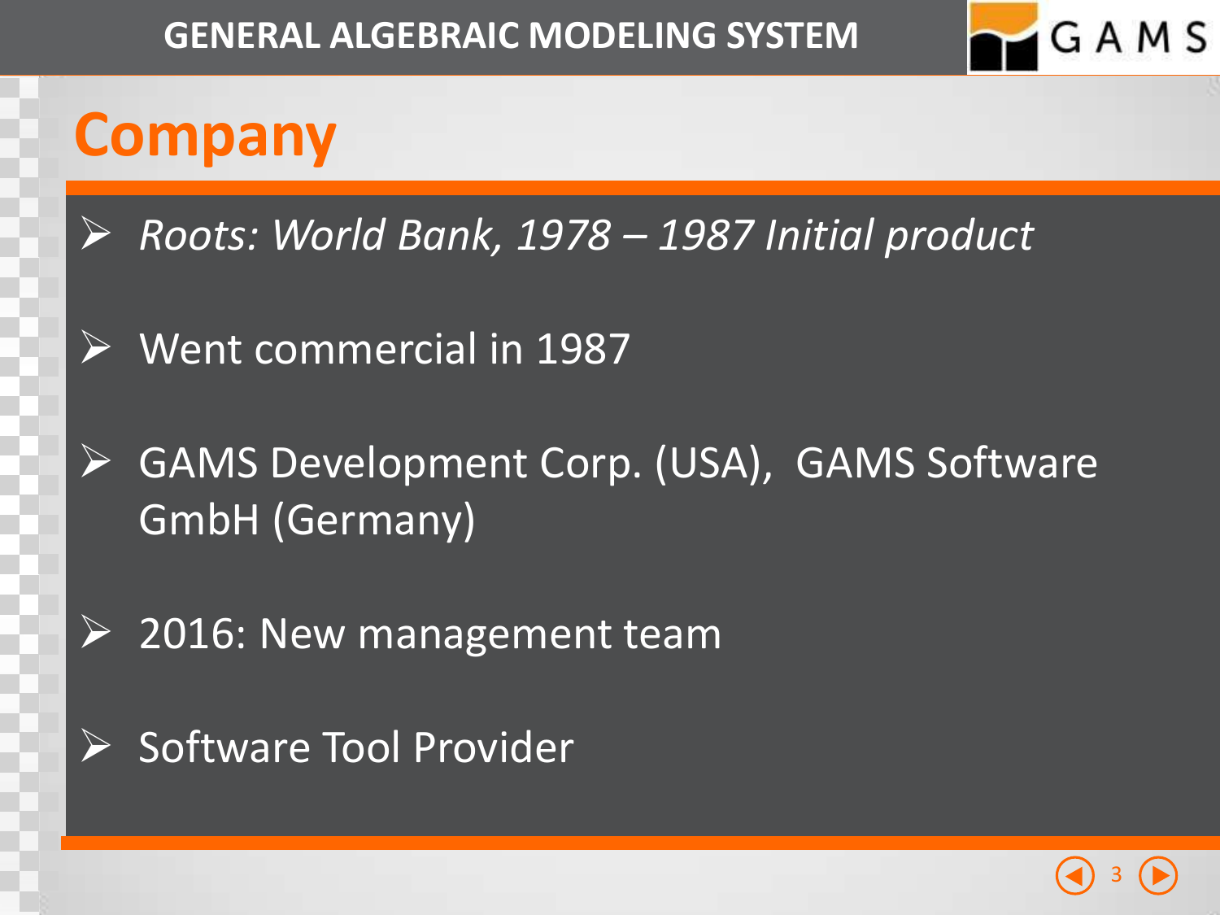# Company

- *Roots: World Bank, 1978 – 1987 Initial product*
- Went commercial in 1987
- GAMS Development Corp. (USA), GAMS Software GmbH (Germany)
- 2016: New management team
- Software Tool Provider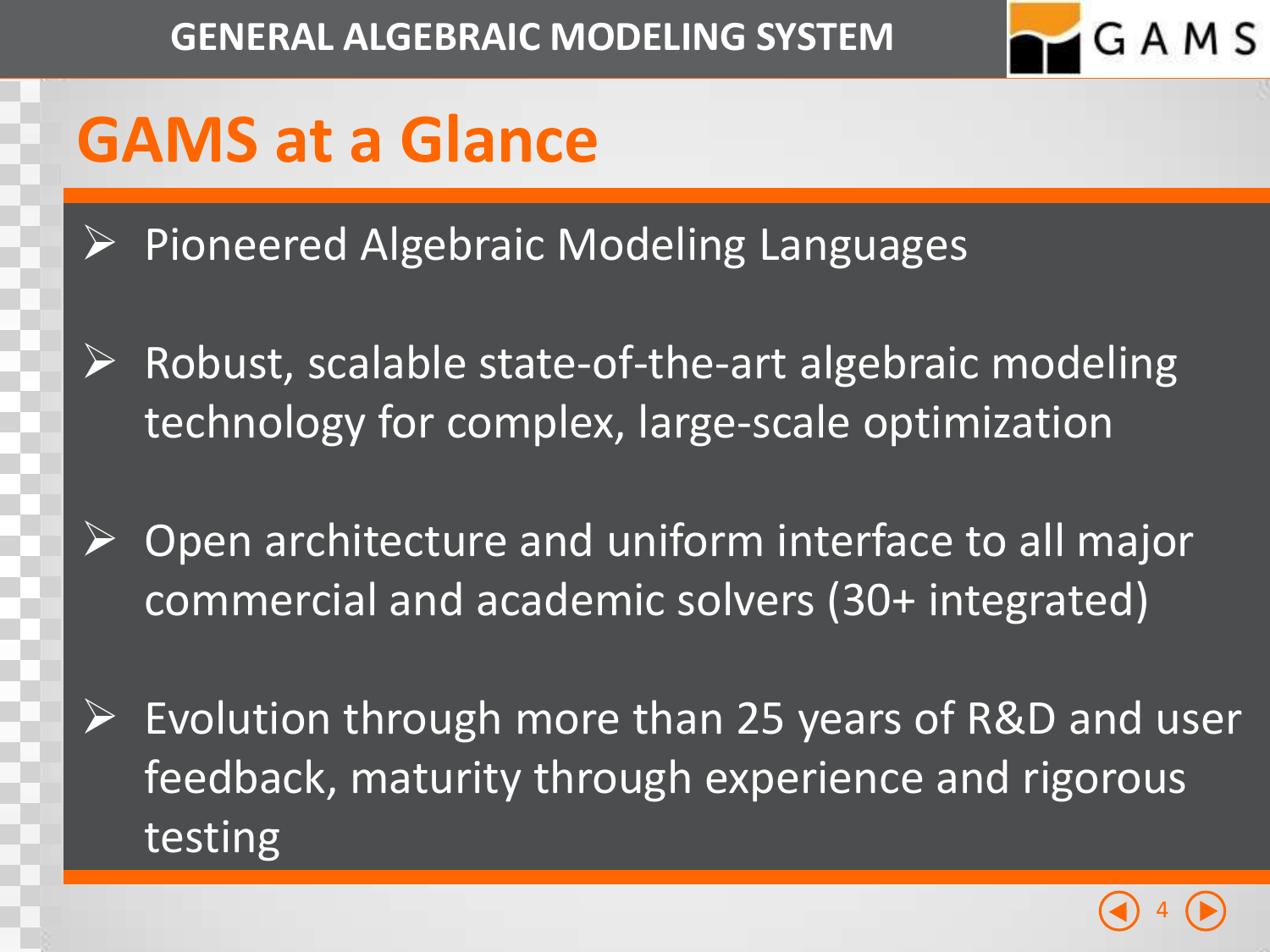# GAMS at a Glance

- Pioneered Algebraic Modeling Languages
- Robust, scalable state-of-the-art algebraic modeling technology for complex, large-scale optimization
- Open architecture and uniform interface to all major commercial and academic solvers (30+ integrated)
- Evolution through more than 25 years of R&D and user feedback, maturity through experience and rigorous testing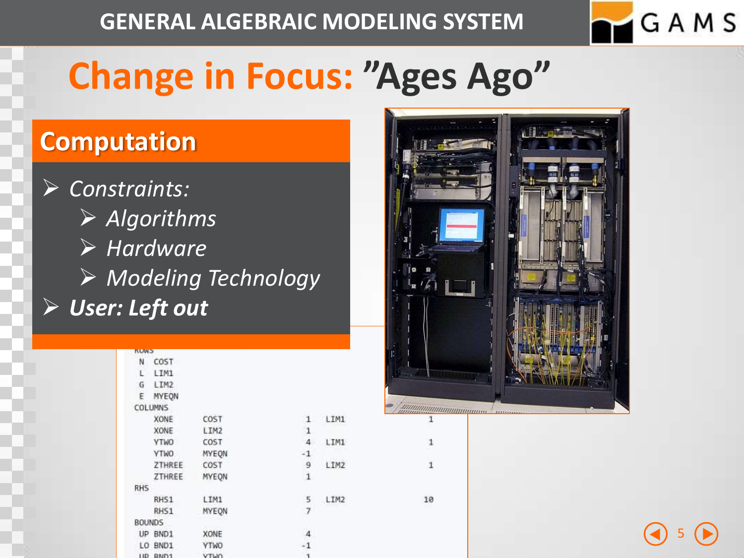# Change in Focus: "Ages Ago"

## Computation

- *Constraints:*
  - *Algorithms*
  - *Hardware*
  - *Modeling Technology*
- ***User: Left out***

```
ROWS
 N  COST
 L  LIM1
 G  LIM2
 E  MYEQN
COLUMNS
    XONE      COST         1   LIM1         1
    XONE      LIM2         1
    YTWO      COST         4   LIM1         1
    YTWO      MYEQN       -1
    ZTHREE    COST         9   LIM2         1
    ZTHREE    MYEQN        1
RHS
    RHS1      LIM1         5   LIM2        10
    RHS1      MYEQN        7
BOUNDS
 UP BND1      XONE         4
 LO BND1      YTWO        -1
 UP BND1      YTWO         1
```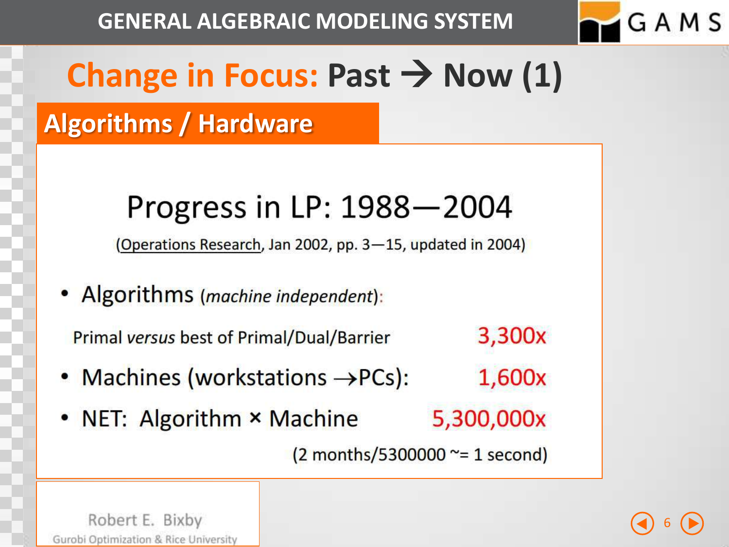# Change in Focus: Past → Now (1)

## Algorithms / Hardware

### Progress in LP: 1988—2004

(Operations Research, Jan 2002, pp. 3—15, updated in 2004)

- Algorithms (*machine independent*):

  Primal *versus* best of Primal/Dual/Barrier 3,300x

- Machines (workstations →PCs): 1,600x
- NET: Algorithm × Machine 5,300,000x

(2 months/5300000 ~= 1 second)

Robert E. Bixby
Gurobi Optimization & Rice University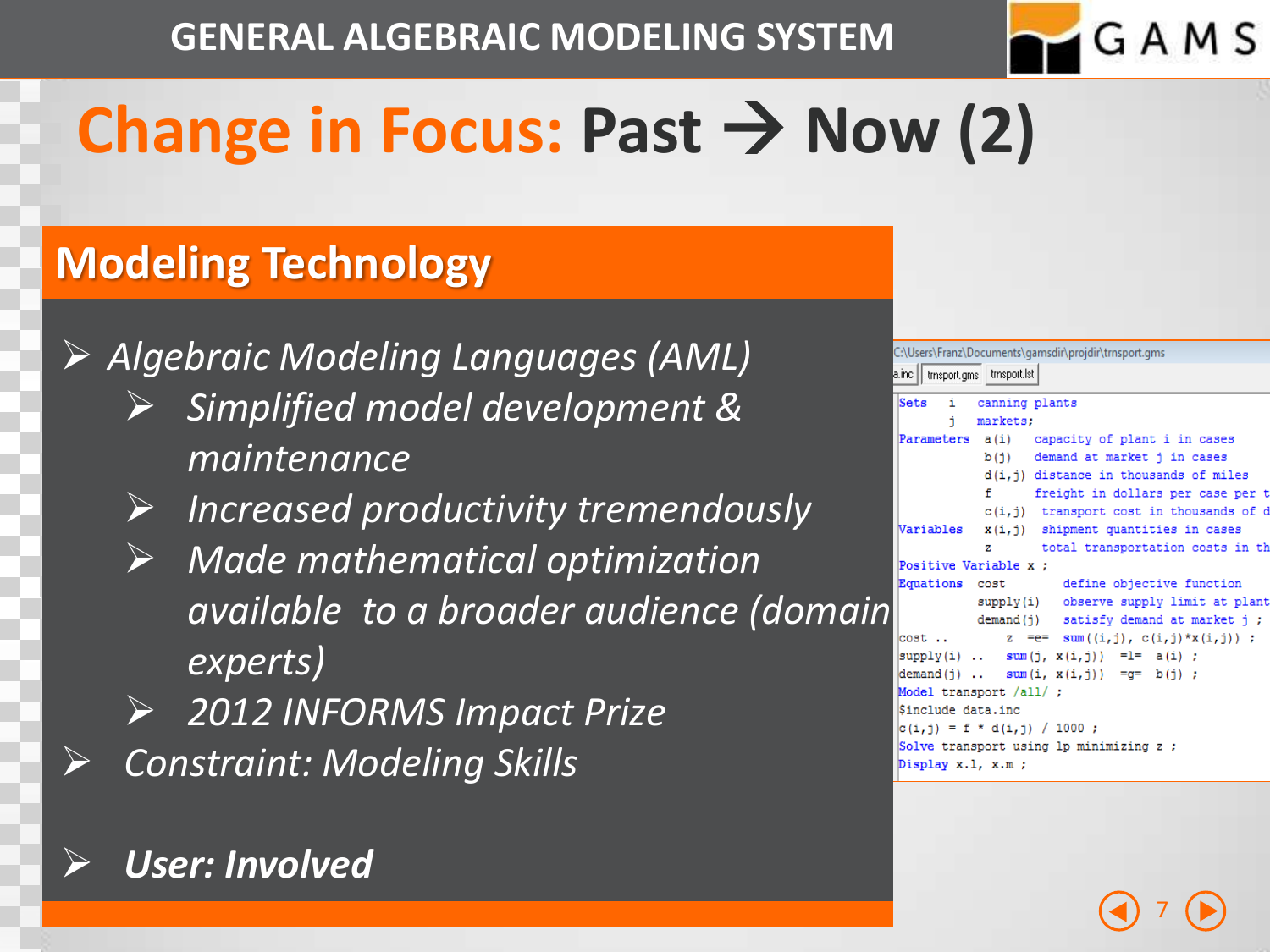# Change in Focus: Past → Now (2)

## Modeling Technology

- *Algebraic Modeling Languages (AML)*
  - *Simplified model development & maintenance*
  - *Increased productivity tremendously*
  - *Made mathematical optimization available to a broader audience (domain experts)*
  - *2012 INFORMS Impact Prize*
- *Constraint: Modeling Skills*

- ***User: Involved***

C:\Users\Franz\Documents\gamsdir\projdir\trnsport.gms

a.inc | trnsport.gms | trnsport.lst

```
Sets     i   canning plants
         j   markets;
Parameters  a(i)   capacity of plant i in cases
            b(j)   demand at market j in cases
            d(i,j) distance in thousands of miles
            f      freight in dollars per case per t
            c(i,j) transport cost in thousands of d
Variables   x(i,j)  shipment quantities in cases
            z       total transportation costs in th
Positive Variable x ;
Equations  cost        define objective function
           supply(i)   observe supply limit at plant
           demand(j)   satisfy demand at market j ;
cost ..        z  =e=  sum((i,j), c(i,j)*x(i,j)) ;
supply(i) ..   sum(j, x(i,j))  =l=  a(i) ;
demand(j) ..   sum(i, x(i,j))  =g=  b(j) ;
Model transport /all/ ;
$include data.inc
c(i,j) = f * d(i,j) / 1000 ;
Solve transport using lp minimizing z ;
Display x.l, x.m ;
```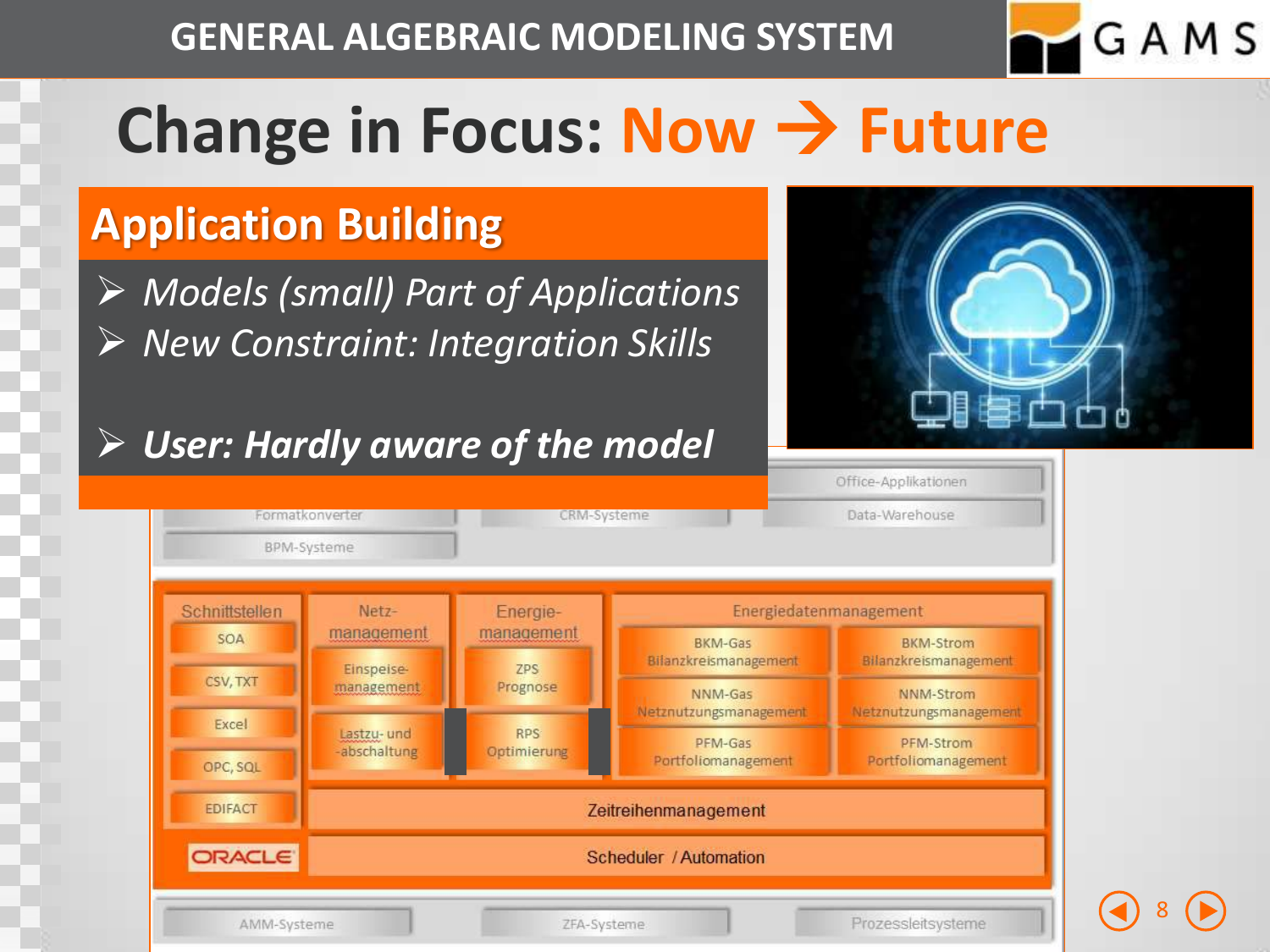# Change in Focus: Now → Future

## Application Building

- *Models (small) Part of Applications*
- *New Constraint: Integration Skills*
- ***User: Hardly aware of the model***

Formatkonverter | CRM-Systeme | Office-Applikationen | Data-Warehouse | BPM-Systeme

| Schnittstellen | Netz-management | Energie-management | Energiedatenmanagement | |
|---|---|---|---|---|
| SOA | Einspeise-management | ZPS Prognose | BKM-Gas Bilanzkreismanagement | BKM-Strom Bilanzkreismanagement |
| CSV, TXT | Lastzu- und -abschaltung | RPS Optimierung | NNM-Gas Netznutzungsmanagement | NNM-Strom Netznutzungsmanagement |
| Excel | | | PFM-Gas Portfoliomanagement | PFM-Strom Portfoliomanagement |
| OPC, SQL | Zeitreihenmanagement | | | |
| EDIFACT | Scheduler / Automation | | | |
| ORACLE | | | | |

AMM-Systeme | ZFA-Systeme | Prozessleitsysteme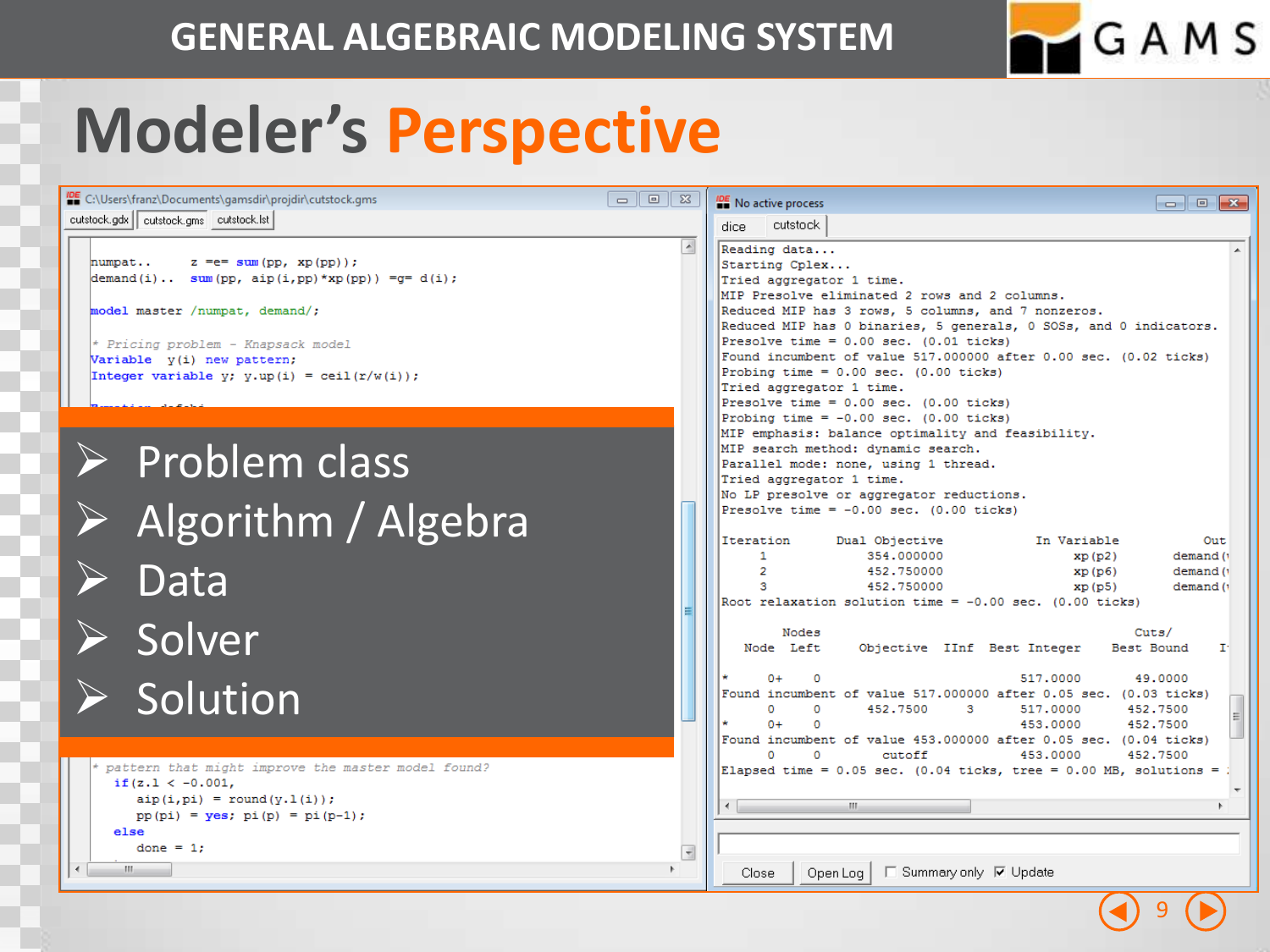# Modeler's Perspective

C:\Users\franz\Documents\gamsdir\projdir\cutstock.gms

cutstock.gdx | cutstock.gms | cutstock.lst

```
numpat..     z =e= sum(pp, xp(pp));
demand(i)..  sum(pp, aip(i,pp)*xp(pp)) =g= d(i);

model master /numpat, demand/;

* Pricing problem - Knapsack model
Variable  y(i) new pattern;
Integer variable y; y.up(i) = ceil(r/w(i));
```

- Problem class
- Algorithm / Algebra
- Data
- Solver
- Solution

```
* pattern that might improve the master model found?
  if(z.l < -0.001,
     aip(i,pi) = round(y.l(i));
     pp(pi) = yes; pi(p) = pi(p-1);
  else
     done = 1;
```

No active process

dice | cutstock

```
Reading data...
Starting Cplex...
Tried aggregator 1 time.
MIP Presolve eliminated 2 rows and 2 columns.
Reduced MIP has 3 rows, 5 columns, and 7 nonzeros.
Reduced MIP has 0 binaries, 5 generals, 0 SOSs, and 0 indicators.
Presolve time = 0.00 sec. (0.01 ticks)
Found incumbent of value 517.000000 after 0.00 sec. (0.02 ticks)
Probing time = 0.00 sec. (0.00 ticks)
Tried aggregator 1 time.
Presolve time = 0.00 sec. (0.00 ticks)
Probing time = -0.00 sec. (0.00 ticks)
MIP emphasis: balance optimality and feasibility.
MIP search method: dynamic search.
Parallel mode: none, using 1 thread.
Tried aggregator 1 time.
No LP presolve or aggregator reductions.
Presolve time = -0.00 sec. (0.00 ticks)

Iteration      Dual Objective            In Variable           Out
     1             354.000000                 xp(p2)        demand(
     2             452.750000                 xp(p6)        demand(
     3             452.750000                 xp(p5)        demand(
Root relaxation solution time = -0.00 sec. (0.00 ticks)

        Nodes                                         Cuts/
   Node  Left     Objective  IInf  Best Integer    Best Bound    I

*     0+    0                        517.0000       49.0000
Found incumbent of value 517.000000 after 0.05 sec. (0.03 ticks)
      0     0      452.7500     3    517.0000      452.7500
*     0+    0                        453.0000      452.7500
Found incumbent of value 453.000000 after 0.05 sec. (0.04 ticks)
      0     0        cutoff          453.0000      452.7500
Elapsed time = 0.05 sec. (0.04 ticks, tree = 0.00 MB, solutions =
```

Close | Open Log | ☐ Summary only | ☑ Update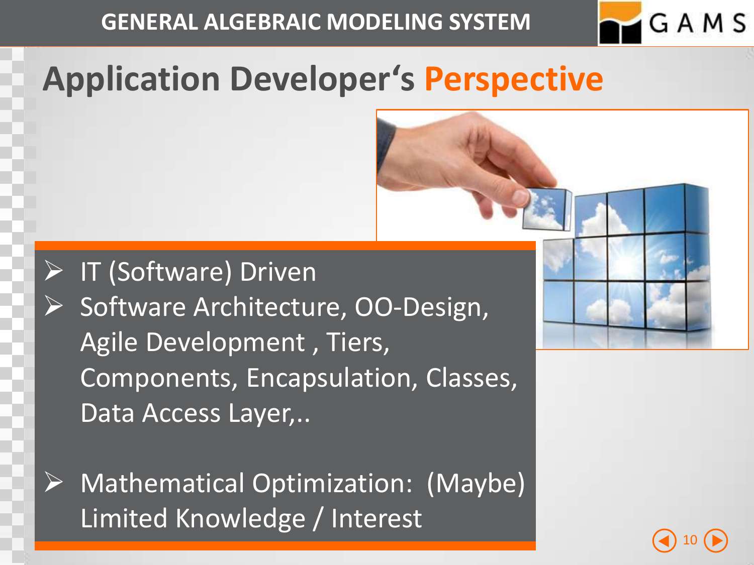# Application Developer‘s Perspective

- IT (Software) Driven
- Software Architecture, OO-Design, Agile Development , Tiers, Components, Encapsulation, Classes, Data Access Layer,..

- Mathematical Optimization: (Maybe) Limited Knowledge / Interest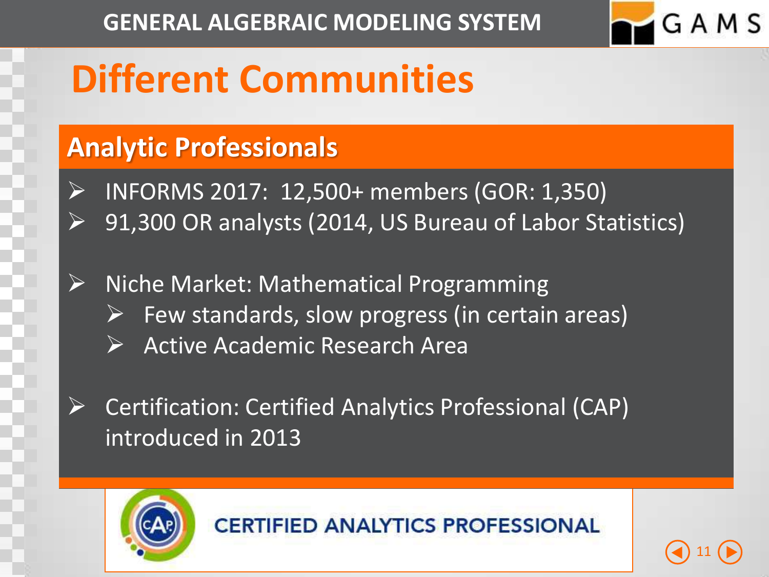# Different Communities

## Analytic Professionals

- INFORMS 2017: 12,500+ members (GOR: 1,350)
- 91,300 OR analysts (2014, US Bureau of Labor Statistics)

- Niche Market: Mathematical Programming
  - Few standards, slow progress (in certain areas)
  - Active Academic Research Area

- Certification: Certified Analytics Professional (CAP) introduced in 2013

CERTIFIED ANALYTICS PROFESSIONAL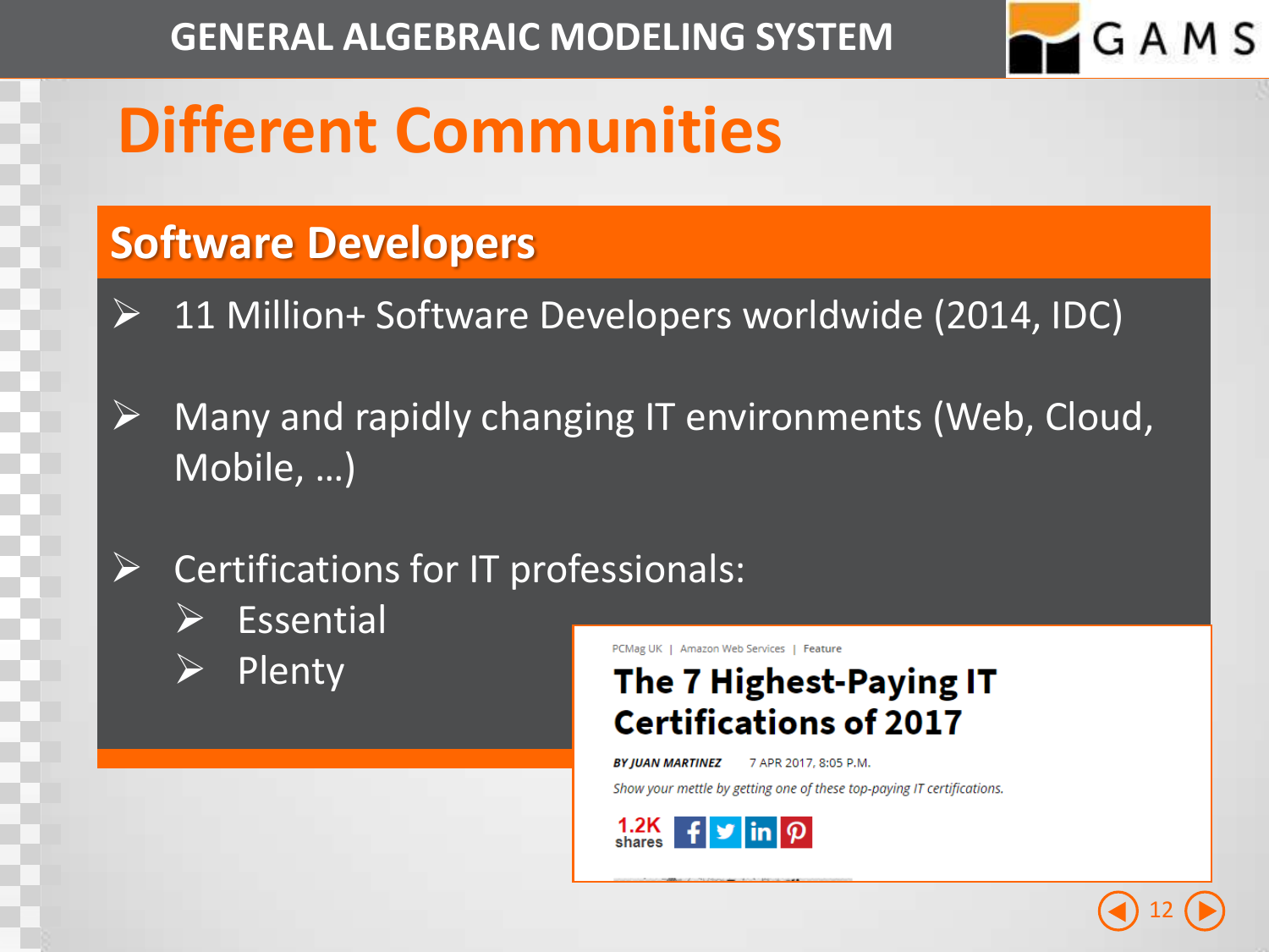# Different Communities

## Software Developers

- 11 Million+ Software Developers worldwide (2014, IDC)
- Many and rapidly changing IT environments (Web, Cloud, Mobile, …)
- Certifications for IT professionals:
  - Essential
  - Plenty

PCMag UK | Amazon Web Services | Feature

**The 7 Highest-Paying IT Certifications of 2017**

BY JUAN MARTINEZ 7 APR 2017, 8:05 P.M.

*Show your mettle by getting one of these top-paying IT certifications.*

1.2K shares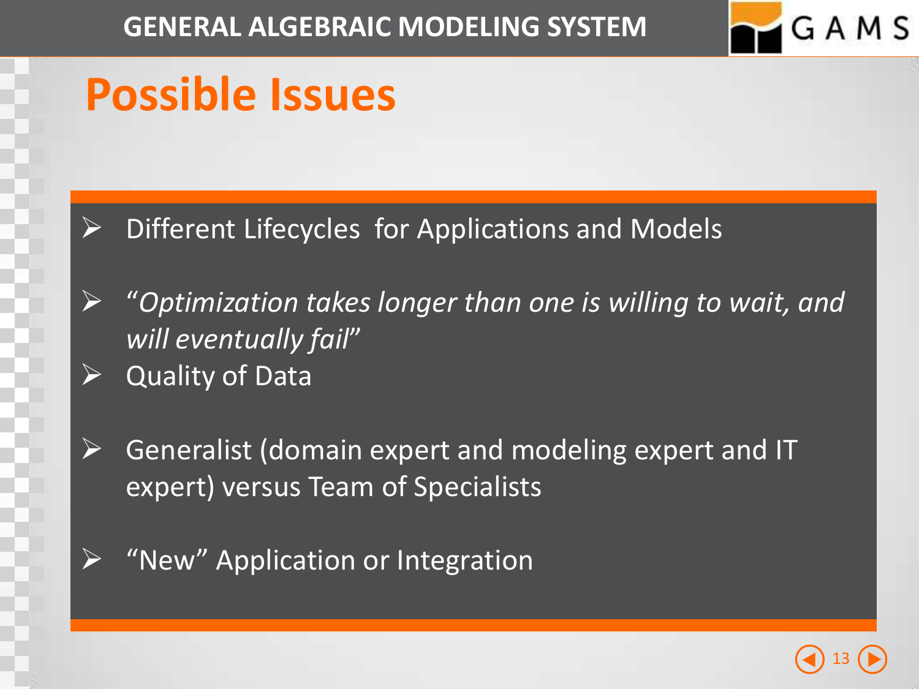# Possible Issues

- Different Lifecycles for Applications and Models
- *"Optimization takes longer than one is willing to wait, and will eventually fail"*
- Quality of Data
- Generalist (domain expert and modeling expert and IT expert) versus Team of Specialists
- "New" Application or Integration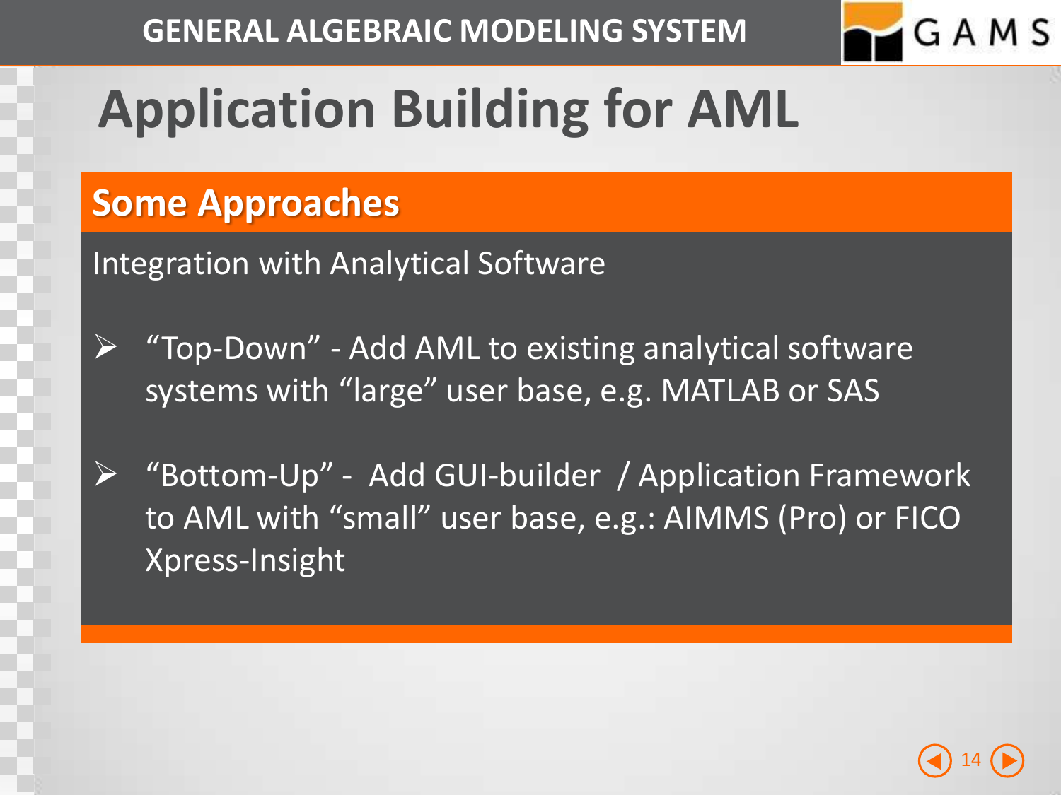# Application Building for AML

## Some Approaches

Integration with Analytical Software

- "Top-Down" - Add AML to existing analytical software systems with "large" user base, e.g. MATLAB or SAS
- "Bottom-Up" - Add GUI-builder / Application Framework to AML with "small" user base, e.g.: AIMMS (Pro) or FICO Xpress-Insight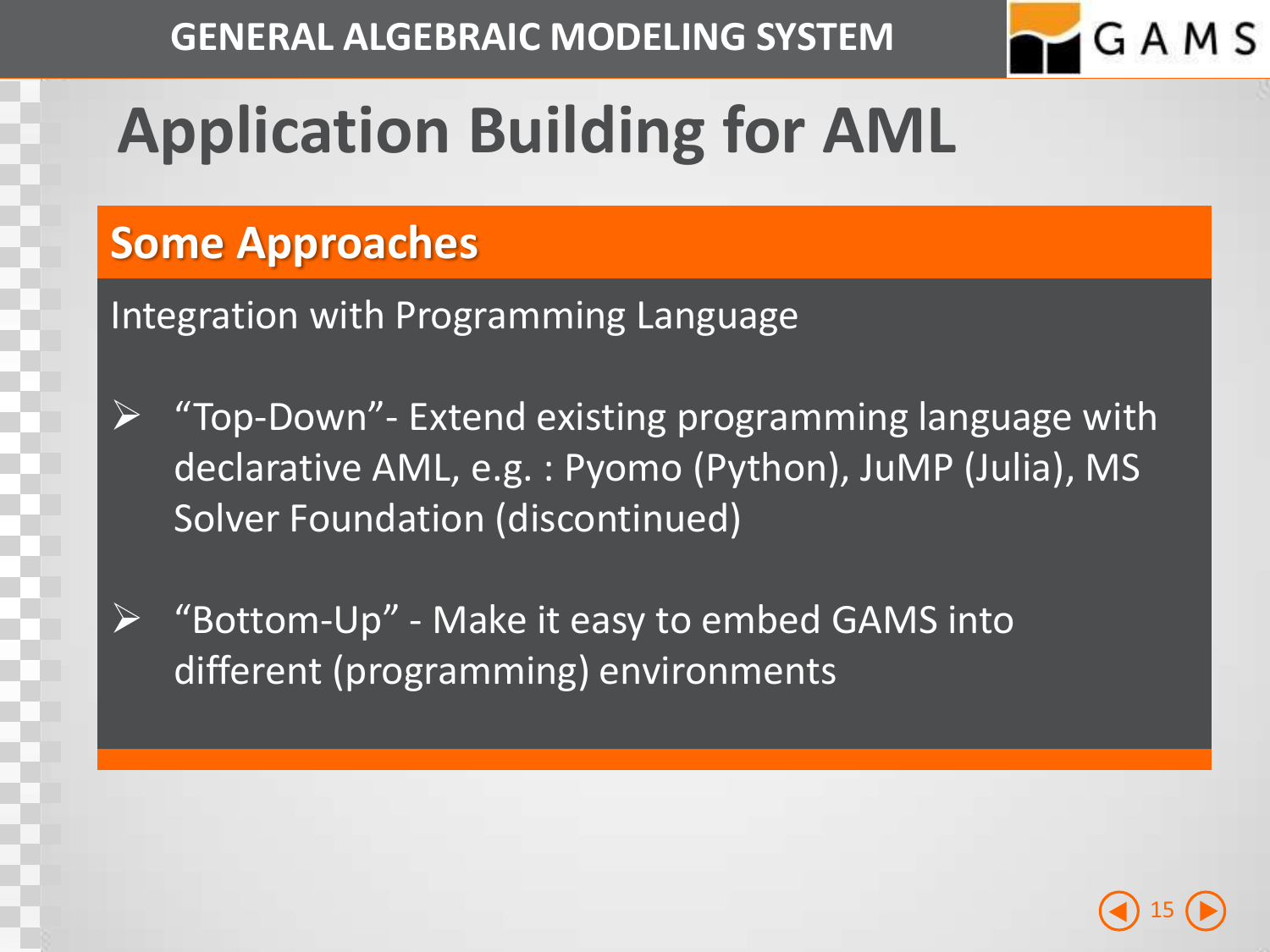# Application Building for AML

## Some Approaches

Integration with Programming Language

- "Top-Down"- Extend existing programming language with declarative AML, e.g. : Pyomo (Python), JuMP (Julia), MS Solver Foundation (discontinued)
- "Bottom-Up" - Make it easy to embed GAMS into different (programming) environments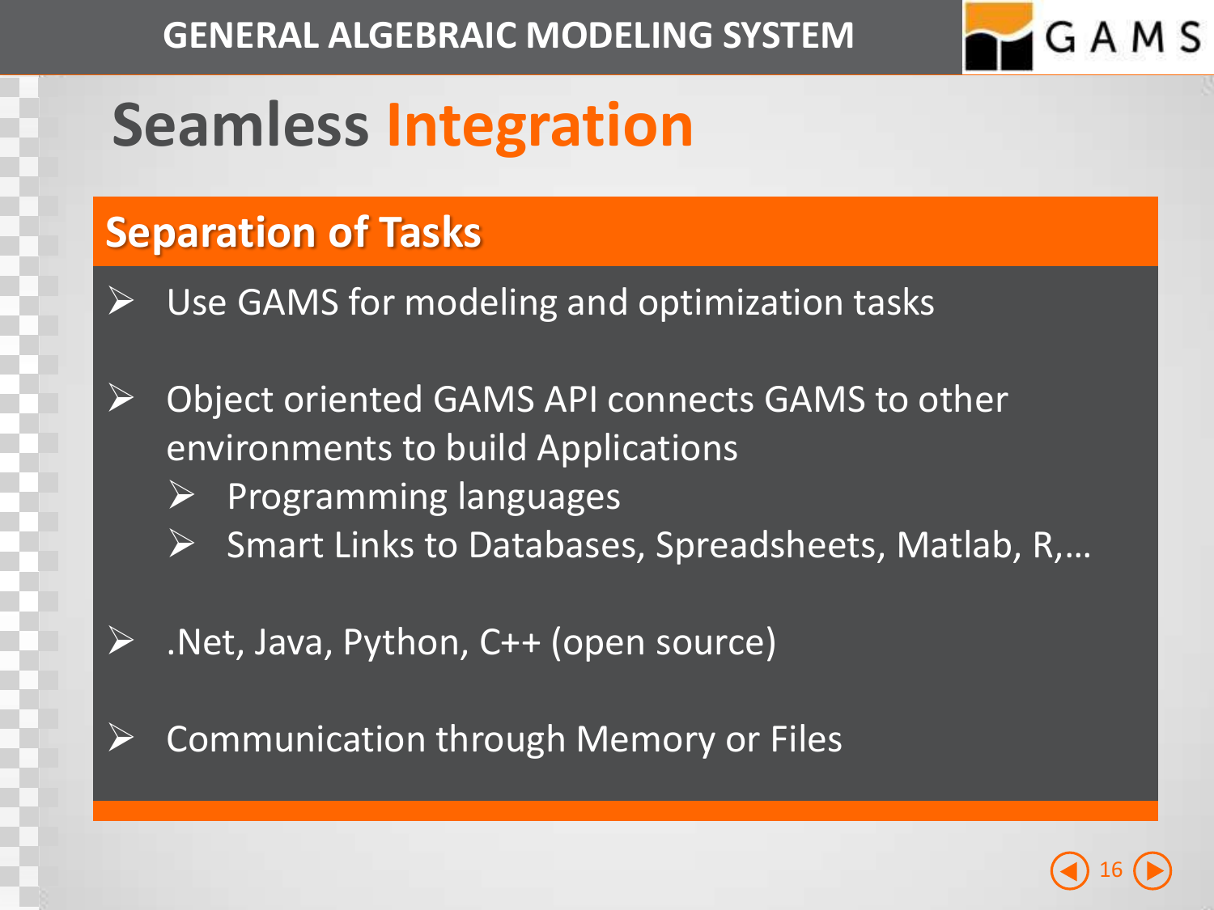# Seamless Integration

## Separation of Tasks

- Use GAMS for modeling and optimization tasks
- Object oriented GAMS API connects GAMS to other environments to build Applications
  - Programming languages
  - Smart Links to Databases, Spreadsheets, Matlab, R,…
- .Net, Java, Python, C++ (open source)
- Communication through Memory or Files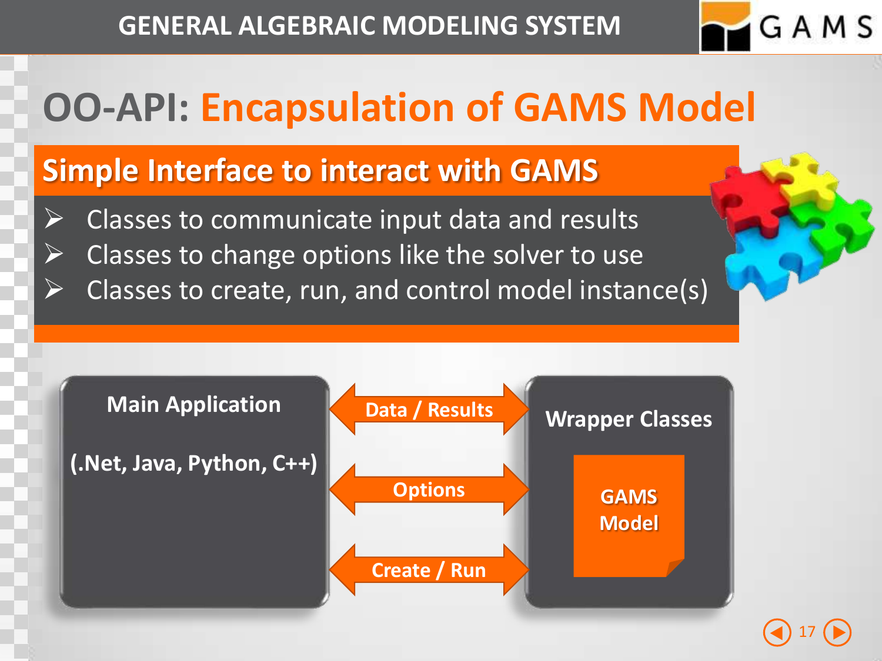# OO-API: Encapsulation of GAMS Model

## Simple Interface to interact with GAMS

- Classes to communicate input data and results
- Classes to change options like the solver to use
- Classes to create, run, and control model instance(s)

Main Application

(.Net, Java, Python, C++)

Data / Results

Options

Create / Run

Wrapper Classes

GAMS Model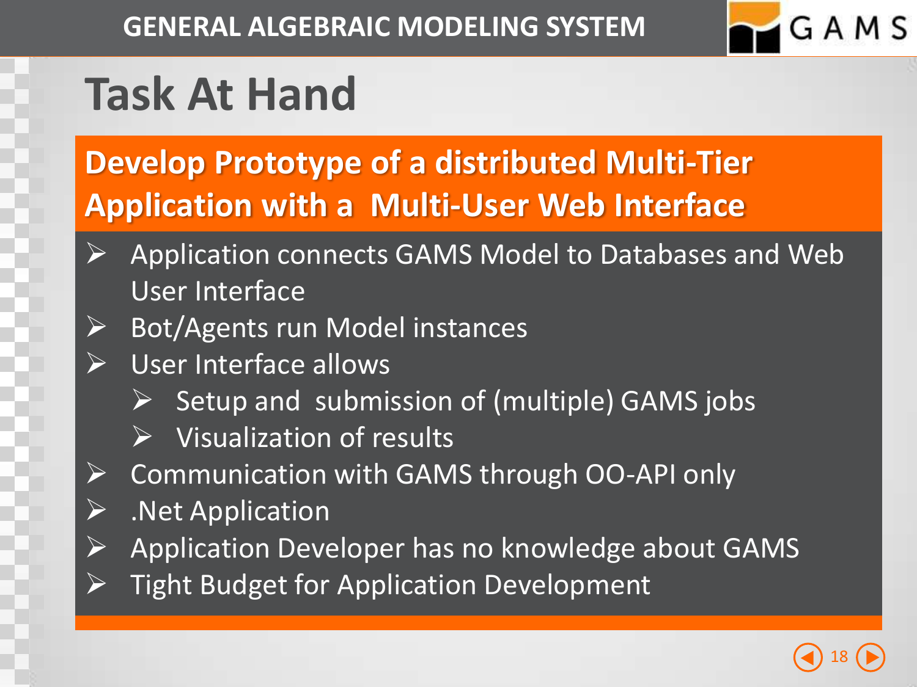# Task At Hand

**Develop Prototype of a distributed Multi-Tier Application with a Multi-User Web Interface**

- Application connects GAMS Model to Databases and Web User Interface
- Bot/Agents run Model instances
- User Interface allows
  - Setup and submission of (multiple) GAMS jobs
  - Visualization of results
- Communication with GAMS through OO-API only
- .Net Application
- Application Developer has no knowledge about GAMS
- Tight Budget for Application Development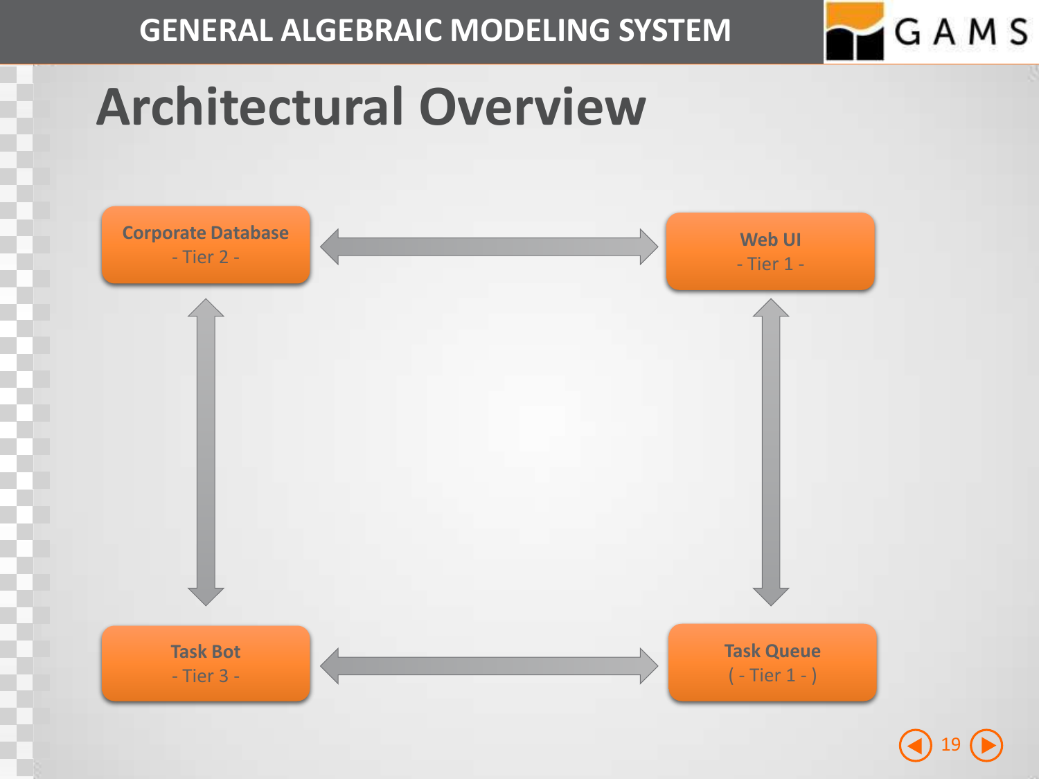# Architectural Overview

Corporate Database
- Tier 2 -

Web UI
- Tier 1 -

Task Bot
- Tier 3 -

Task Queue
( - Tier 1 - )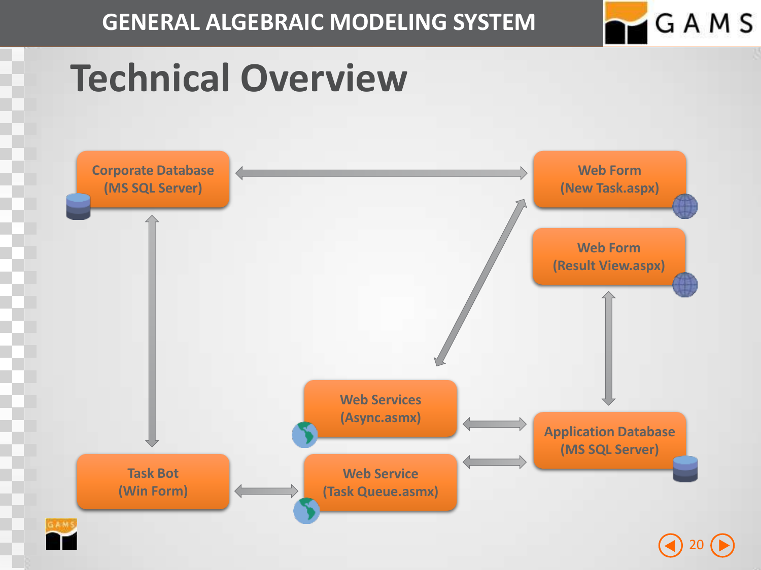# Technical Overview

Corporate Database
(MS SQL Server)

Web Form
(New Task.aspx)

Web Form
(Result View.aspx)

Web Services
(Async.asmx)

Application Database
(MS SQL Server)

Task Bot
(Win Form)

Web Service
(Task Queue.asmx)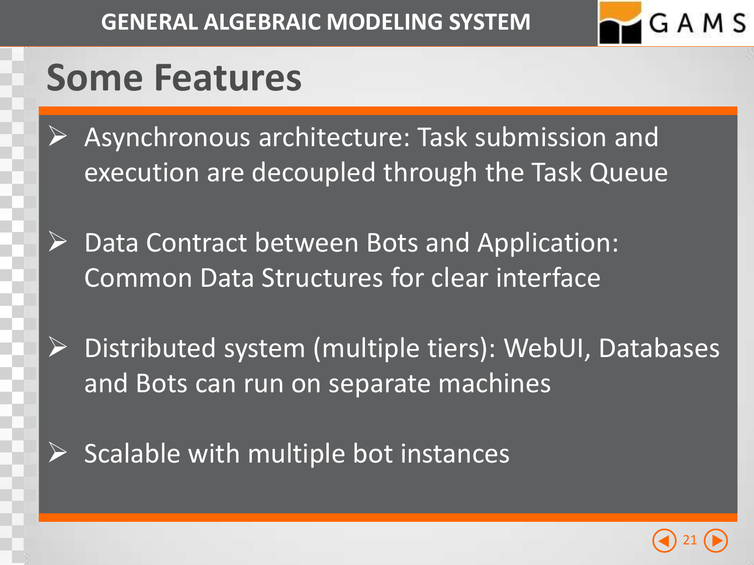# Some Features

- Asynchronous architecture: Task submission and execution are decoupled through the Task Queue
- Data Contract between Bots and Application: Common Data Structures for clear interface
- Distributed system (multiple tiers): WebUI, Databases and Bots can run on separate machines
- Scalable with multiple bot instances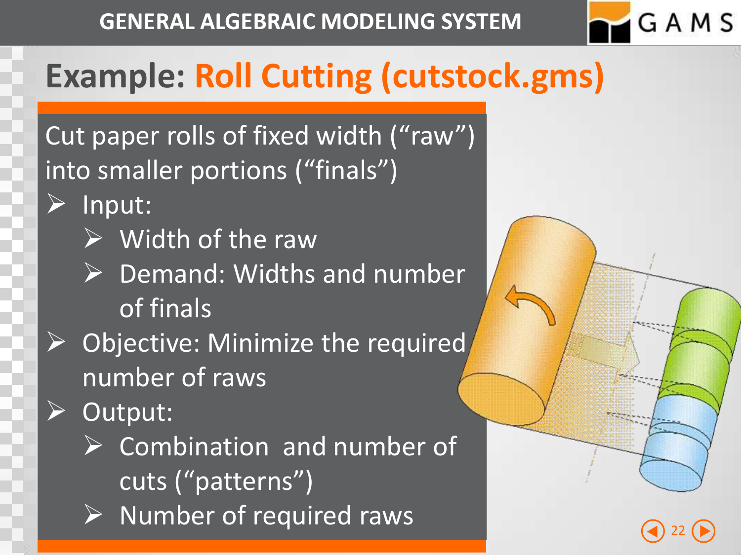# Example: Roll Cutting (cutstock.gms)

Cut paper rolls of fixed width ("raw") into smaller portions ("finals")

- Input:
  - Width of the raw
  - Demand: Widths and number of finals
- Objective: Minimize the required number of raws
- Output:
  - Combination and number of cuts ("patterns")
  - Number of required raws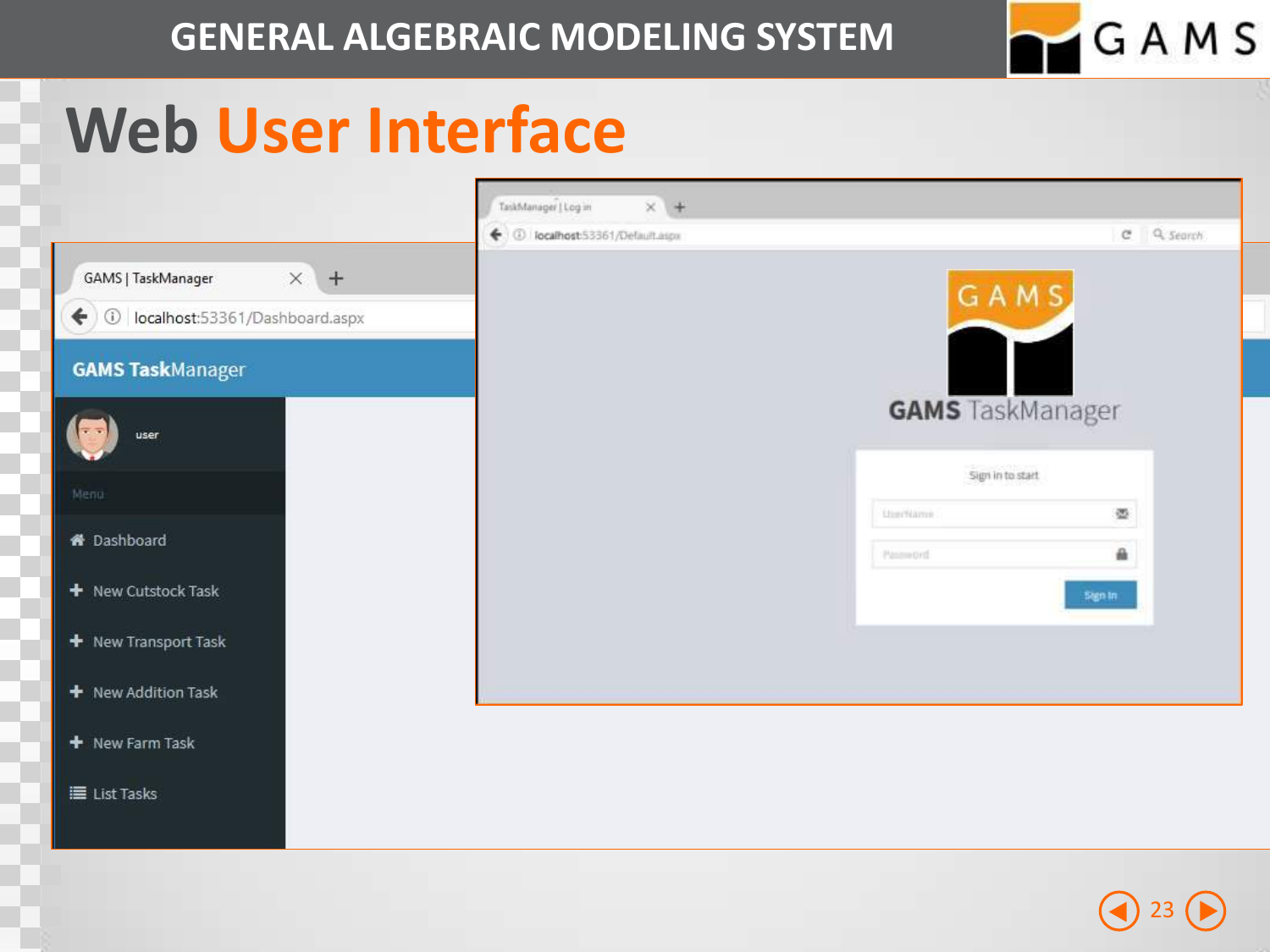# Web User Interface

GAMS | TaskManager

localhost:53361/Dashboard.aspx

**GAMS Task**Manager

user

Menu

- Dashboard
- New Cutstock Task
- New Transport Task
- New Addition Task
- New Farm Task
- List Tasks

TaskManager | Log in

localhost:53361/Default.aspx

GAMS

**GAMS** TaskManager

Sign in to start

UserName

Password

Sign In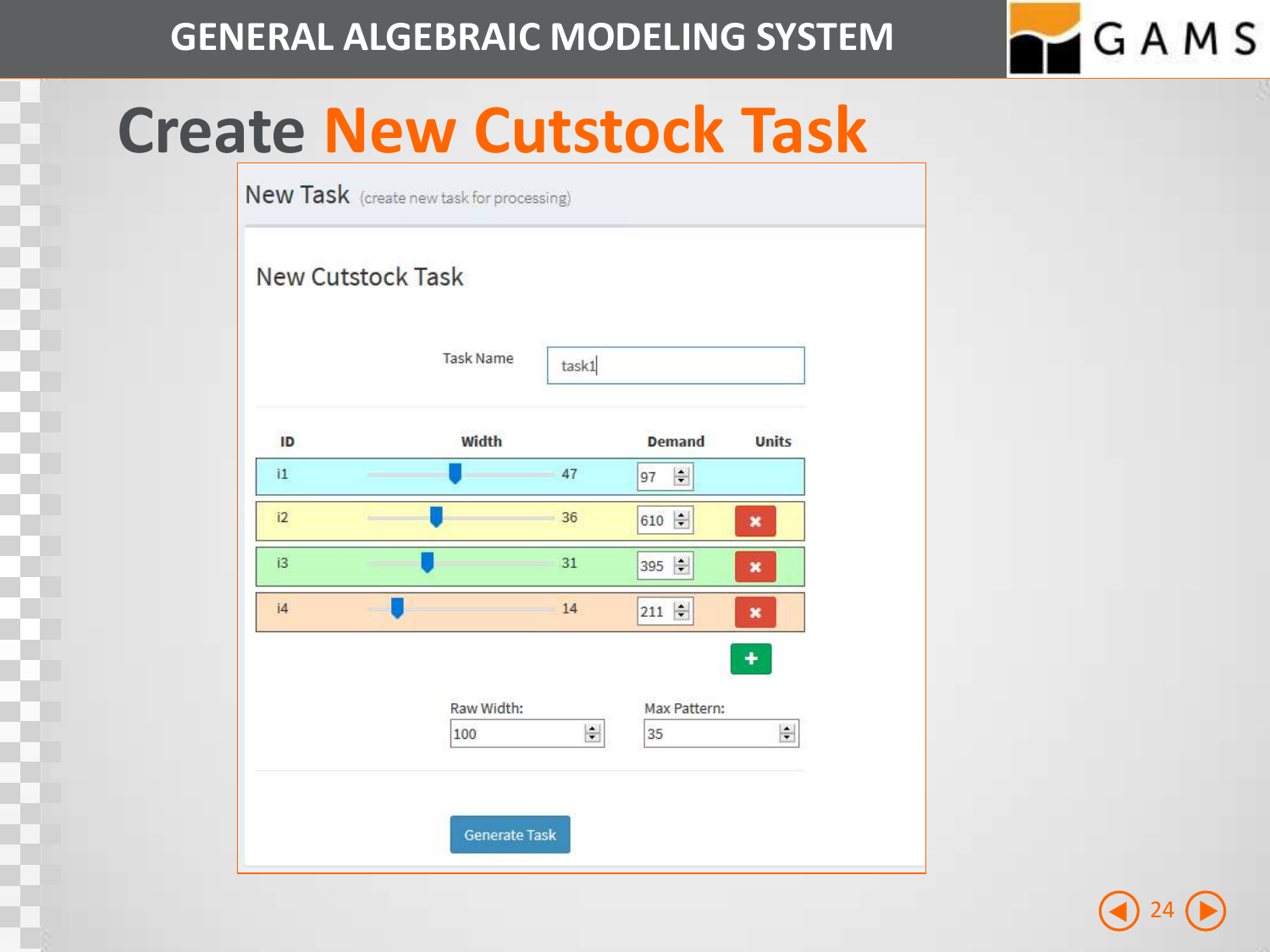# Create New Cutstock Task

New Task (create new task for processing)

## New Cutstock Task

Task Name: task1

| ID | Width | Demand | Units |
|---|---|---|---|
| i1 | 47 | 97 | |
| i2 | 36 | 610 | ✖ |
| i3 | 31 | 395 | ✖ |
| i4 | 14 | 211 | ✖ |

✚

Raw Width: 100

Max Pattern: 35

Generate Task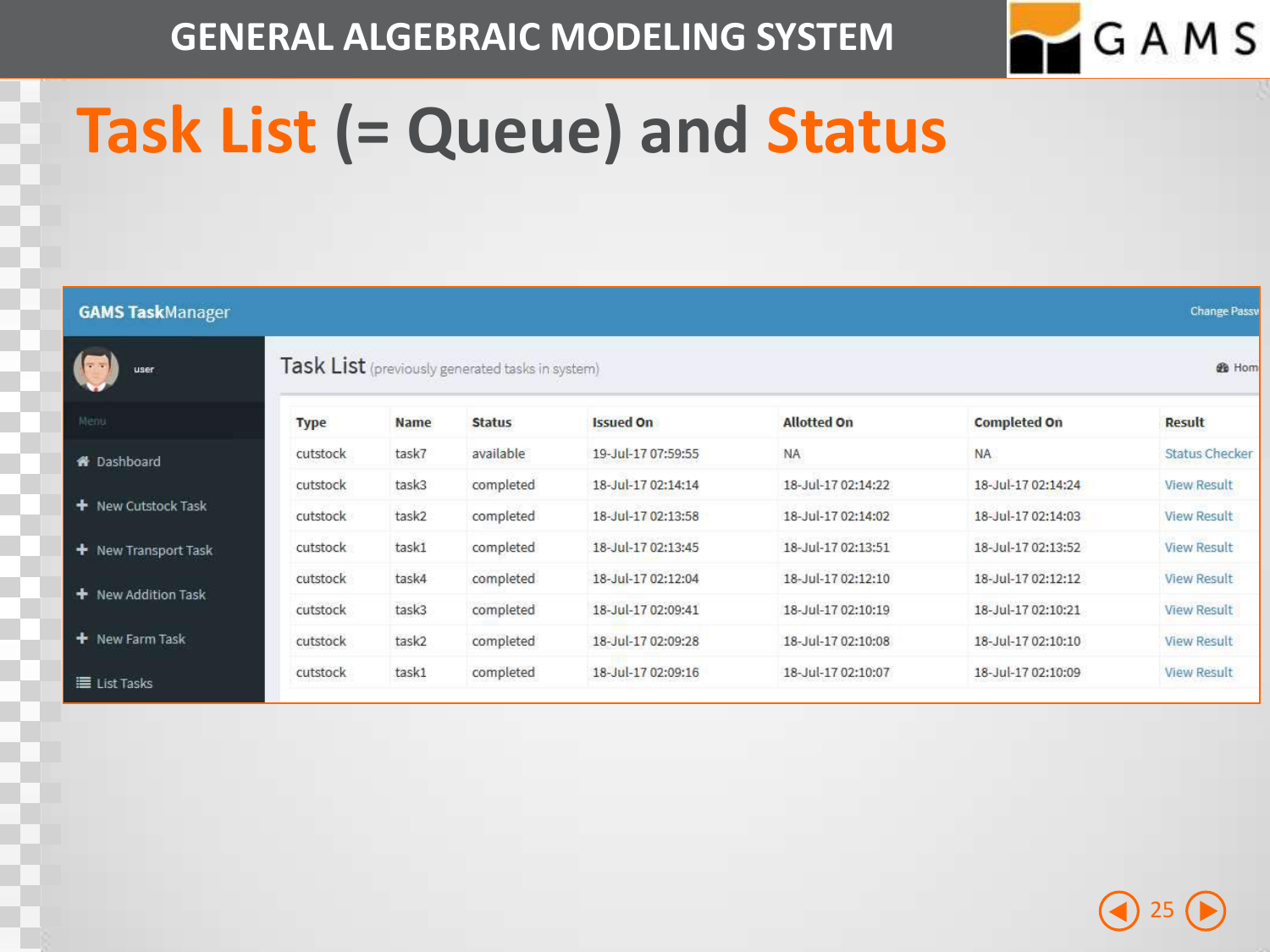# Task List (= Queue) and Status

**GAMS TaskManager**

Change Passw

user

Menu

- Dashboard
- New Cutstock Task
- New Transport Task
- New Addition Task
- New Farm Task
- List Tasks

## Task List (previously generated tasks in system)

Hom

| Type | Name | Status | Issued On | Allotted On | Completed On | Result |
|---|---|---|---|---|---|---|
| cutstock | task7 | available | 19-Jul-17 07:59:55 | NA | NA | Status Checker |
| cutstock | task3 | completed | 18-Jul-17 02:14:14 | 18-Jul-17 02:14:22 | 18-Jul-17 02:14:24 | View Result |
| cutstock | task2 | completed | 18-Jul-17 02:13:58 | 18-Jul-17 02:14:02 | 18-Jul-17 02:14:03 | View Result |
| cutstock | task1 | completed | 18-Jul-17 02:13:45 | 18-Jul-17 02:13:51 | 18-Jul-17 02:13:52 | View Result |
| cutstock | task4 | completed | 18-Jul-17 02:12:04 | 18-Jul-17 02:12:10 | 18-Jul-17 02:12:12 | View Result |
| cutstock | task3 | completed | 18-Jul-17 02:09:41 | 18-Jul-17 02:10:19 | 18-Jul-17 02:10:21 | View Result |
| cutstock | task2 | completed | 18-Jul-17 02:09:28 | 18-Jul-17 02:10:08 | 18-Jul-17 02:10:10 | View Result |
| cutstock | task1 | completed | 18-Jul-17 02:09:16 | 18-Jul-17 02:10:07 | 18-Jul-17 02:10:09 | View Result |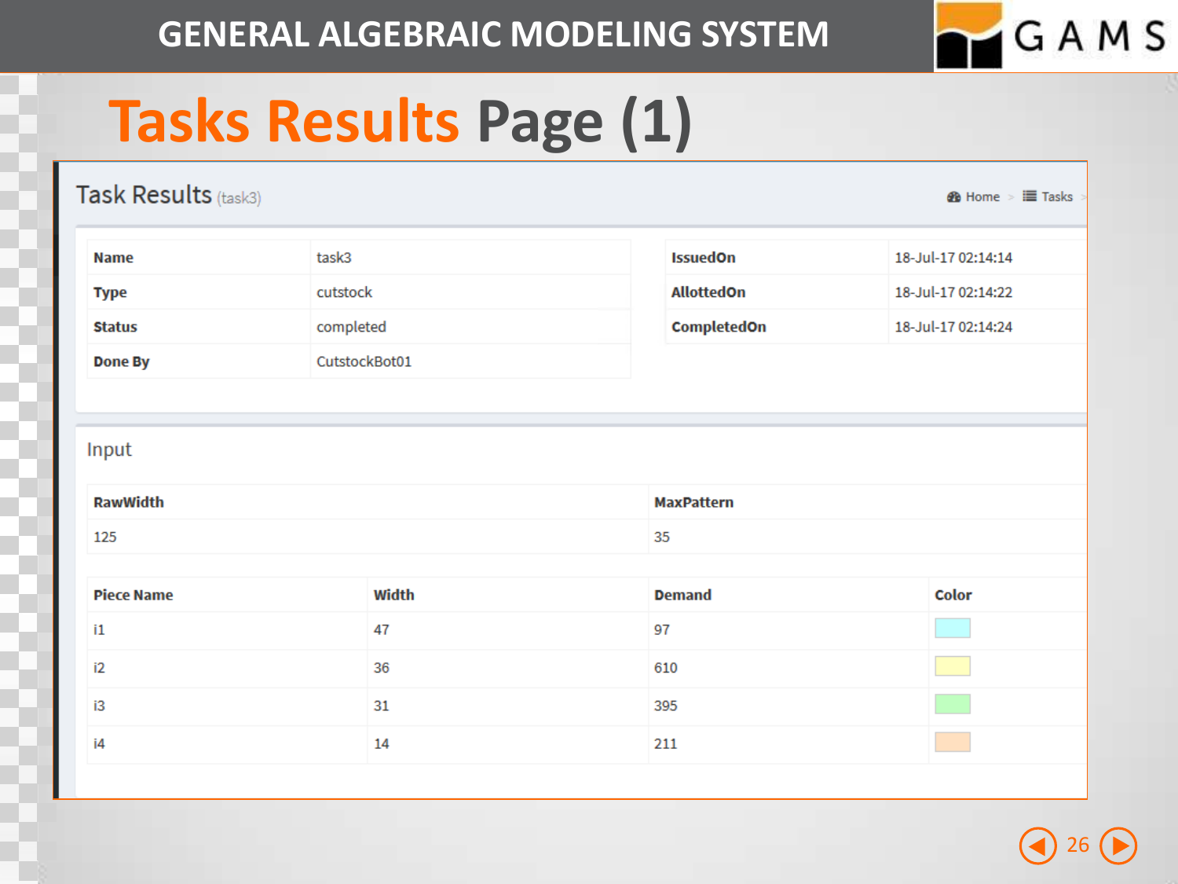# Tasks Results Page (1)

## Task Results (task3)

Home > Tasks >

| Name | task3 |
|---|---|
| Type | cutstock |
| Status | completed |
| Done By | CutstockBot01 |

| IssuedOn | 18-Jul-17 02:14:14 |
|---|---|
| AllottedOn | 18-Jul-17 02:14:22 |
| CompletedOn | 18-Jul-17 02:14:24 |

### Input

| RawWidth | MaxPattern |
|---|---|
| 125 | 35 |

| Piece Name | Width | Demand | Color |
|---|---|---|---|
| i1 | 47 | 97 | |
| i2 | 36 | 610 | |
| i3 | 31 | 395 | |
| i4 | 14 | 211 | |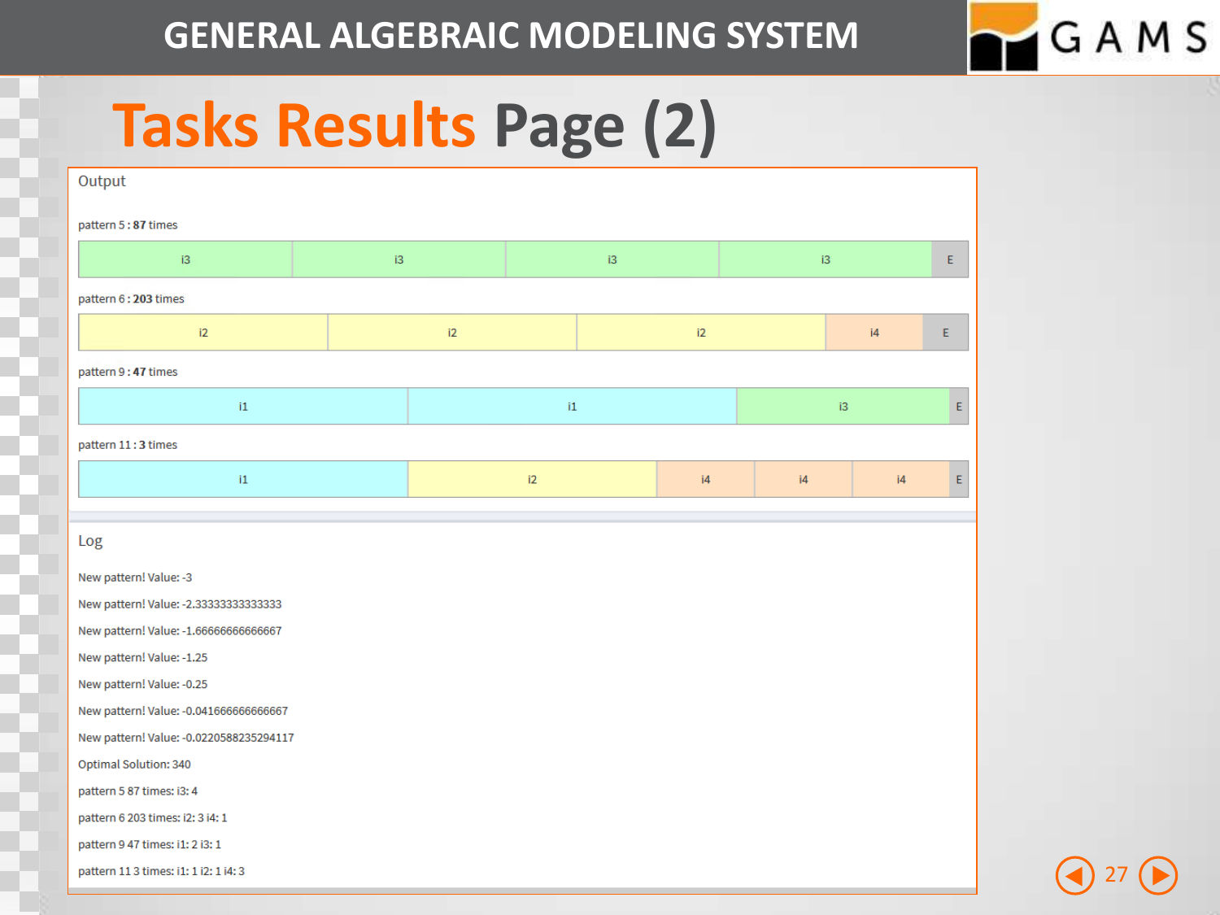# Tasks Results Page (2)

## Output

pattern 5 : **87** times

| i3 | i3 | i3 | i3 | E |
|---|---|---|---|---|

pattern 6 : **203** times

| i2 | i2 | i2 | i4 | E |
|---|---|---|---|---|

pattern 9 : **47** times

| i1 | i1 | i3 | E |
|---|---|---|---|

pattern 11 : **3** times

| i1 | i2 | i4 | i4 | i4 | E |
|---|---|---|---|---|---|

## Log

New pattern! Value: -3

New pattern! Value: -2.33333333333333

New pattern! Value: -1.66666666666667

New pattern! Value: -1.25

New pattern! Value: -0.25

New pattern! Value: -0.0416666666666667

New pattern! Value: -0.0220588235294117

Optimal Solution: 340

pattern 5 87 times: i3: 4

pattern 6 203 times: i2: 3 i4: 1

pattern 9 47 times: i1: 2 i3: 1

pattern 11 3 times: i1: 1 i2: 1 i4: 3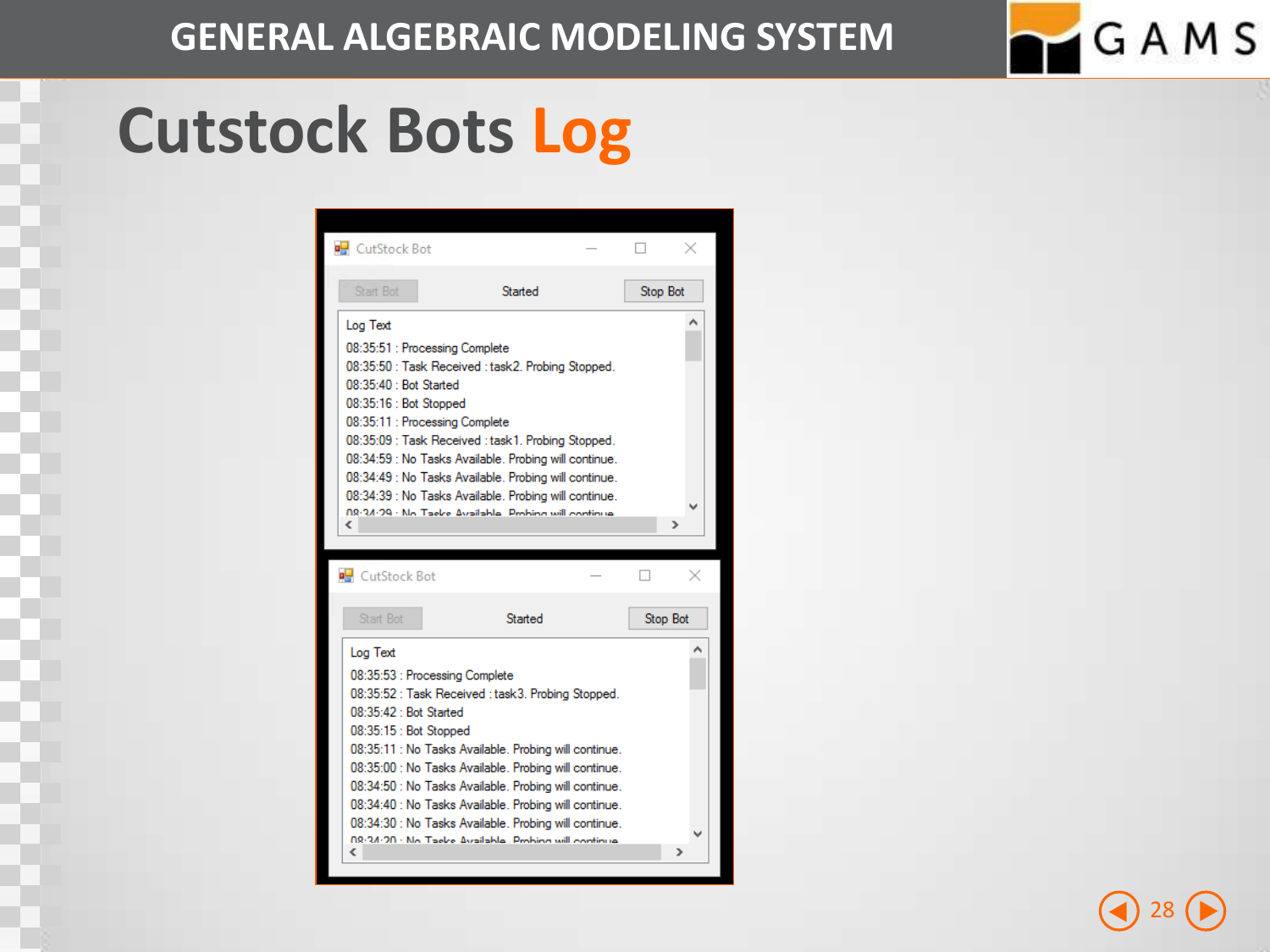# Cutstock Bots Log

CutStock Bot

Start Bot | Started | Stop Bot

```
Log Text
08:35:51 : Processing Complete
08:35:50 : Task Received : task2. Probing Stopped.
08:35:40 : Bot Started
08:35:16 : Bot Stopped
08:35:11 : Processing Complete
08:35:09 : Task Received : task1. Probing Stopped.
08:34:59 : No Tasks Available. Probing will continue.
08:34:49 : No Tasks Available. Probing will continue.
08:34:39 : No Tasks Available. Probing will continue.
08:34:29 : No Tasks Available. Probing will continue.
```

CutStock Bot

Start Bot | Started | Stop Bot

```
Log Text
08:35:53 : Processing Complete
08:35:52 : Task Received : task3. Probing Stopped.
08:35:42 : Bot Started
08:35:15 : Bot Stopped
08:35:11 : No Tasks Available. Probing will continue.
08:35:00 : No Tasks Available. Probing will continue.
08:34:50 : No Tasks Available. Probing will continue.
08:34:40 : No Tasks Available. Probing will continue.
08:34:30 : No Tasks Available. Probing will continue.
08:34:20 : No Tasks Available. Probing will continue.
```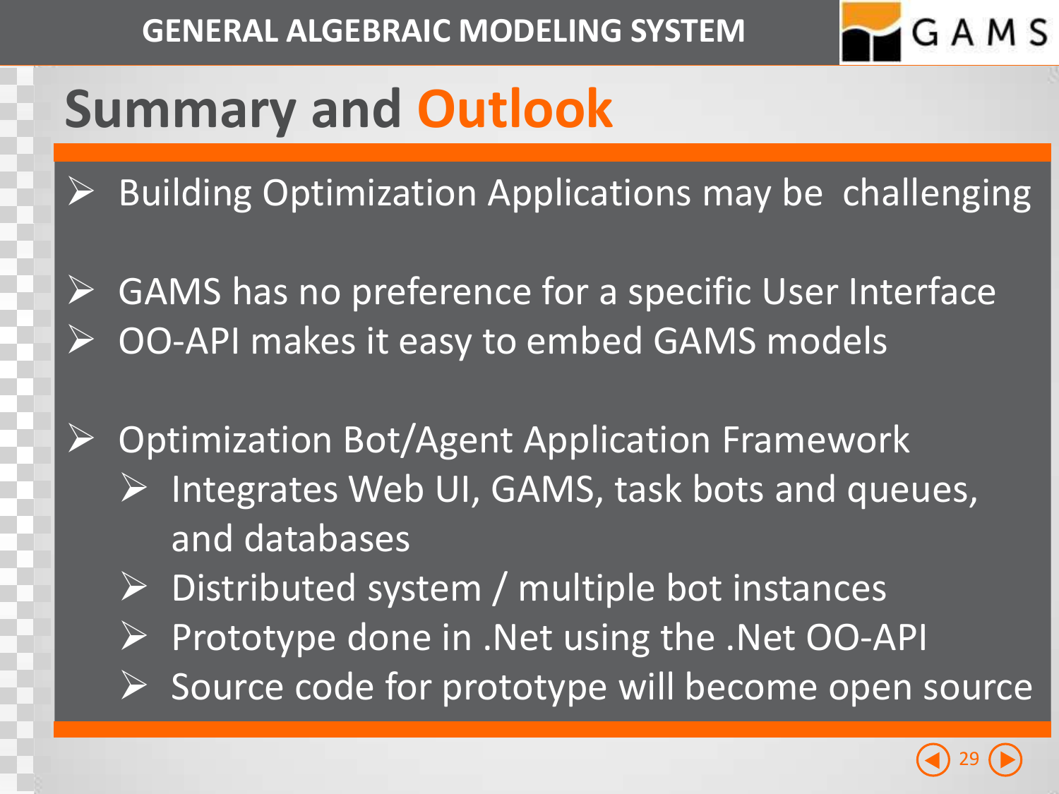# Summary and Outlook

- Building Optimization Applications may be challenging

- GAMS has no preference for a specific User Interface
- OO-API makes it easy to embed GAMS models

- Optimization Bot/Agent Application Framework
  - Integrates Web UI, GAMS, task bots and queues, and databases
  - Distributed system / multiple bot instances
  - Prototype done in .Net using the .Net OO-API
  - Source code for prototype will become open source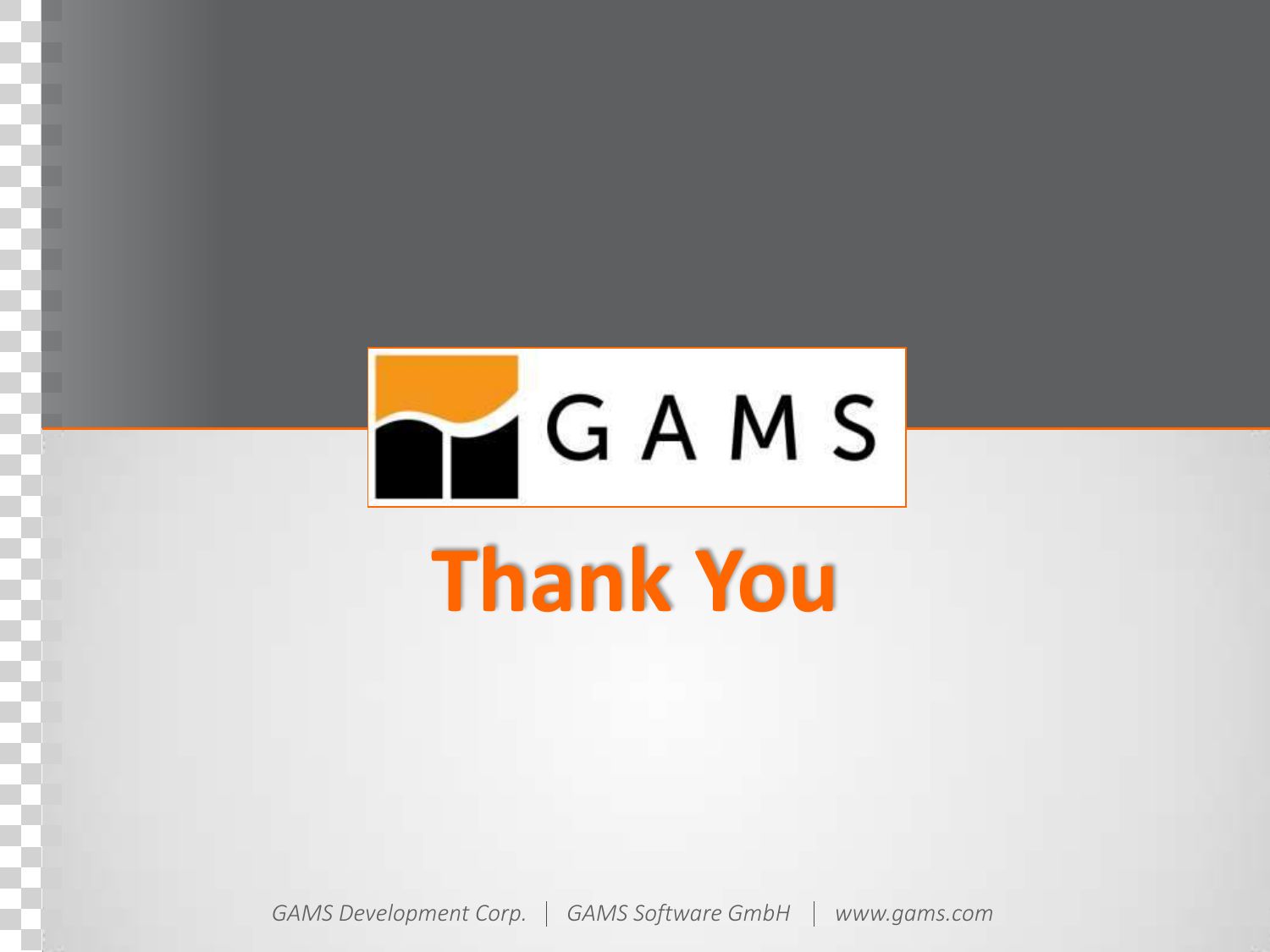GAMS

# Thank You

*GAMS Development Corp.* | *GAMS Software GmbH* | *www.gams.com*